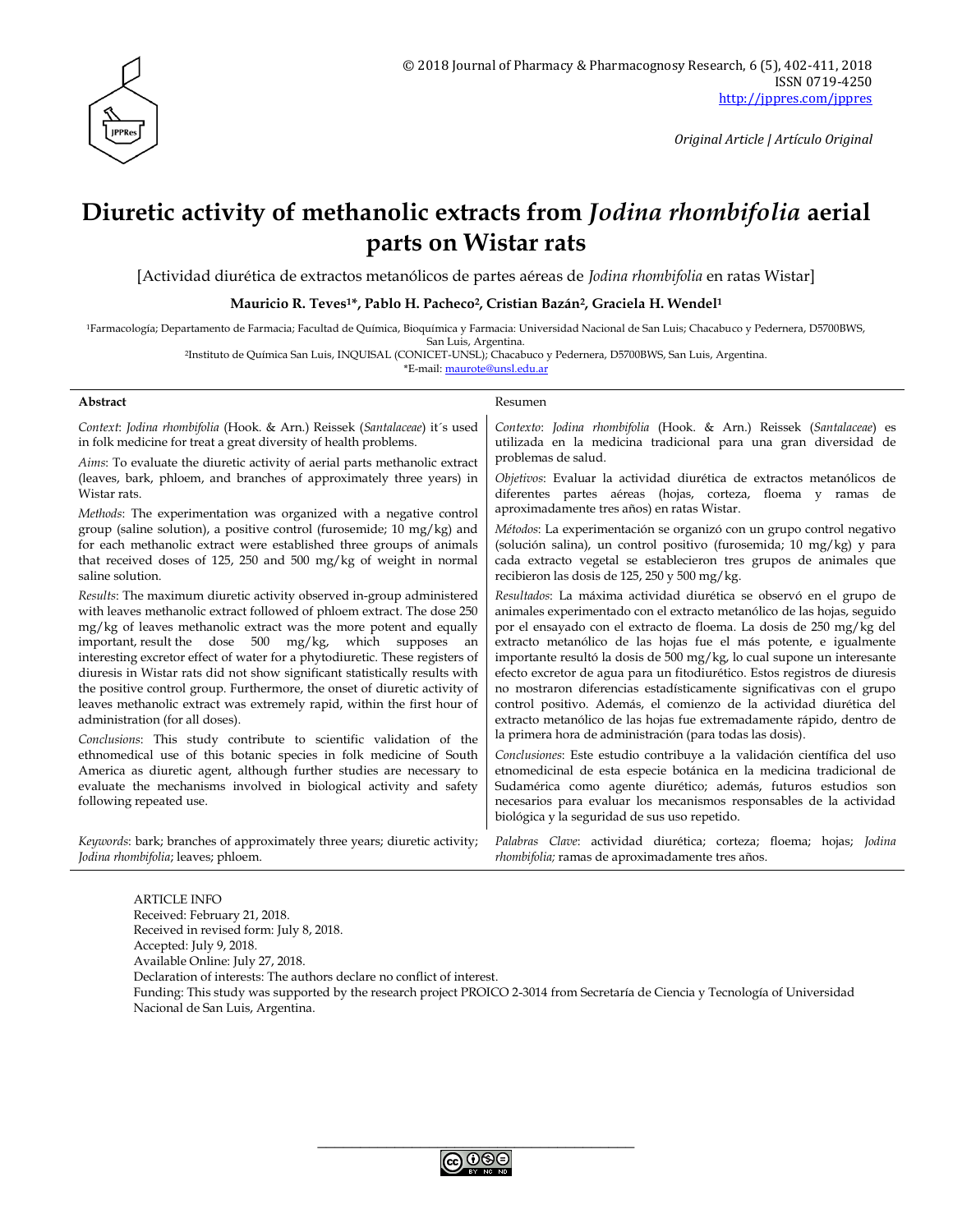© 2018 Journal of Pharmacy & Pharmacognosy Research, 6 (5), 402-411, 2018
ISSN 0719-4250
http://jppres.com/jppres

*Original Article | Artículo Original*

# Diuretic activity of methanolic extracts from *Jodina rhombifolia* aerial parts on Wistar rats

[Actividad diurética de extractos metanólicos de partes aéreas de *Jodina rhombifolia* en ratas Wistar]

**Mauricio R. Teves[1]\*, Pablo H. Pacheco[2], Cristian Bazán[2], Graciela H. Wendel[1]**

[1]Farmacología; Departamento de Farmacia; Facultad de Química, Bioquímica y Farmacia: Universidad Nacional de San Luis; Chacabuco y Pedernera, D5700BWS, San Luis, Argentina.
[2]Instituto de Química San Luis, INQUISAL (CONICET-UNSL); Chacabuco y Pedernera, D5700BWS, San Luis, Argentina.
\*E-mail: maurote@unsl.edu.ar

**Abstract**

*Context*: *Jodina rhombifolia* (Hook. & Arn.) Reissek (*Santalaceae*) it´s used in folk medicine for treat a great diversity of health problems.

*Aims*: To evaluate the diuretic activity of aerial parts methanolic extract (leaves, bark, phloem, and branches of approximately three years) in Wistar rats.

*Methods*: The experimentation was organized with a negative control group (saline solution), a positive control (furosemide; 10 mg/kg) and for each methanolic extract were established three groups of animals that received doses of 125, 250 and 500 mg/kg of weight in normal saline solution.

*Results*: The maximum diuretic activity observed in-group administered with leaves methanolic extract followed of phloem extract. The dose 250 mg/kg of leaves methanolic extract was the more potent and equally important, result the dose 500 mg/kg, which supposes an interesting excretor effect of water for a phytodiuretic. These registers of diuresis in Wistar rats did not show significant statistically results with the positive control group. Furthermore, the onset of diuretic activity of leaves methanolic extract was extremely rapid, within the first hour of administration (for all doses).

*Conclusions*: This study contribute to scientific validation of the ethnomedical use of this botanic species in folk medicine of South America as diuretic agent, although further studies are necessary to evaluate the mechanisms involved in biological activity and safety following repeated use.

*Keywords*: bark; branches of approximately three years; diuretic activity; *Jodina rhombifolia*; leaves; phloem.

Resumen

*Contexto*: *Jodina rhombifolia* (Hook. & Arn.) Reissek (*Santalaceae*) es utilizada en la medicina tradicional para una gran diversidad de problemas de salud.

*Objetivos*: Evaluar la actividad diurética de extractos metanólicos de diferentes partes aéreas (hojas, corteza, floema y ramas de aproximadamente tres años) en ratas Wistar.

*Métodos*: La experimentación se organizó con un grupo control negativo (solución salina), un control positivo (furosemida; 10 mg/kg) y para cada extracto vegetal se establecieron tres grupos de animales que recibieron las dosis de 125, 250 y 500 mg/kg.

*Resultados*: La máxima actividad diurética se observó en el grupo de animales experimentado con el extracto metanólico de las hojas, seguido por el ensayado con el extracto de floema. La dosis de 250 mg/kg del extracto metanólico de las hojas fue el más potente, e igualmente importante resultó la dosis de 500 mg/kg, lo cual supone un interesante efecto excretor de agua para un fitodiurético. Estos registros de diuresis no mostraron diferencias estadísticamente significativas con el grupo control positivo. Además, el comienzo de la actividad diurética del extracto metanólico de las hojas fue extremadamente rápido, dentro de la primera hora de administración (para todas las dosis).

*Conclusiones*: Este estudio contribuye a la validación científica del uso etnomedicinal de esta especie botánica en la medicina tradicional de Sudamérica como agente diurético; además, futuros estudios son necesarios para evaluar los mecanismos responsables de la actividad biológica y la seguridad de sus uso repetido.

*Palabras Clave*: actividad diurética; corteza; floema; hojas; *Jodina rhombifolia;* ramas de aproximadamente tres años.

ARTICLE INFO
Received: February 21, 2018.
Received in revised form: July 8, 2018.
Accepted: July 9, 2018.
Available Online: July 27, 2018.
Declaration of interests: The authors declare no conflict of interest.
Funding: This study was supported by the research project PROICO 2-3014 from Secretaría de Ciencia y Tecnología of Universidad Nacional de San Luis, Argentina.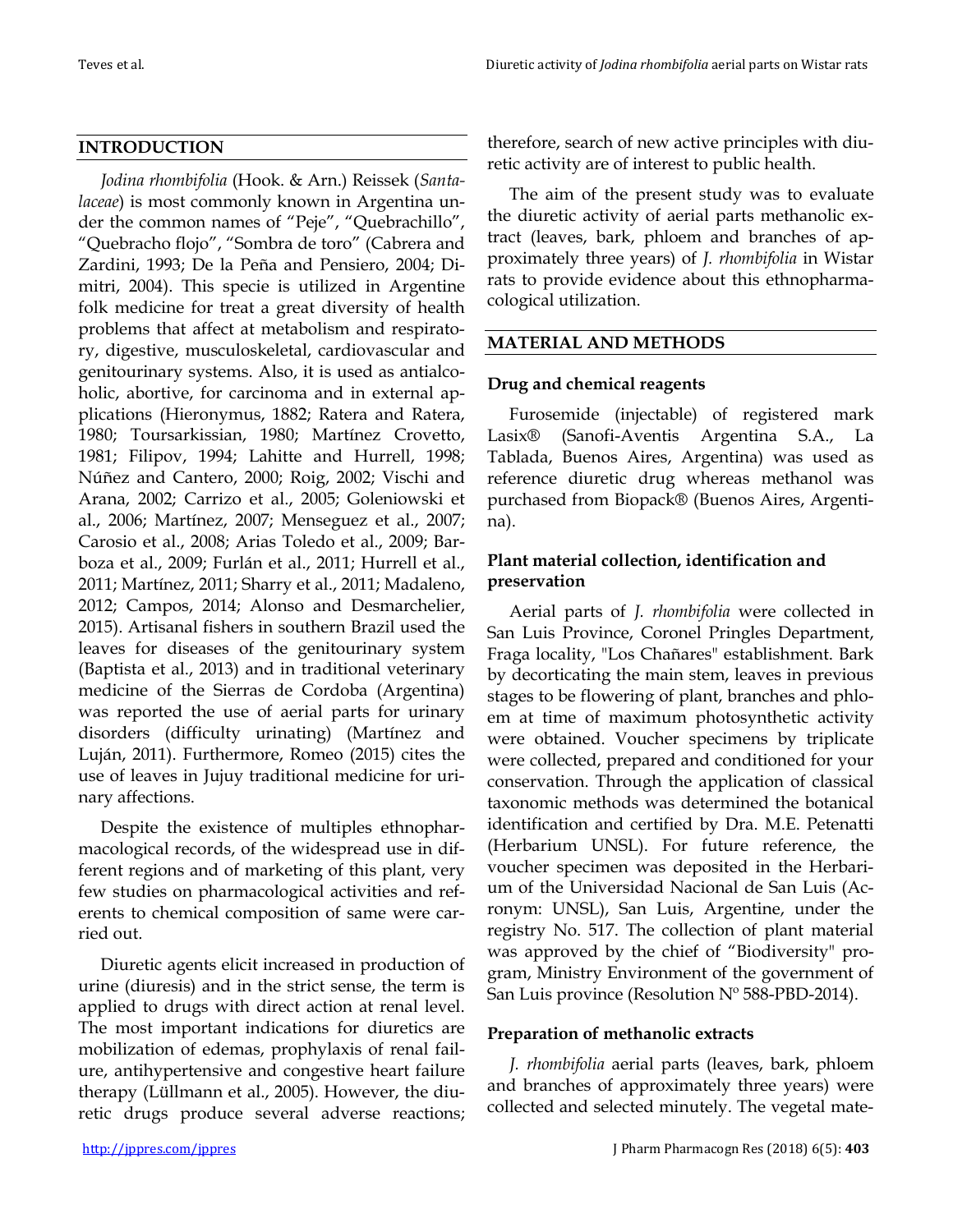## INTRODUCTION

*Jodina rhombifolia* (Hook. & Arn.) Reissek (*Santalaceae*) is most commonly known in Argentina under the common names of "Peje", "Quebrachillo", "Quebracho flojo", "Sombra de toro" (Cabrera and Zardini, 1993; De la Peña and Pensiero, 2004; Dimitri, 2004). This specie is utilized in Argentine folk medicine for treat a great diversity of health problems that affect at metabolism and respiratory, digestive, musculoskeletal, cardiovascular and genitourinary systems. Also, it is used as antialcoholic, abortive, for carcinoma and in external applications (Hieronymus, 1882; Ratera and Ratera, 1980; Toursarkissian, 1980; Martínez Crovetto, 1981; Filipov, 1994; Lahitte and Hurrell, 1998; Núñez and Cantero, 2000; Roig, 2002; Vischi and Arana, 2002; Carrizo et al., 2005; Goleniowski et al., 2006; Martínez, 2007; Menseguez et al., 2007; Carosio et al., 2008; Arias Toledo et al., 2009; Barboza et al., 2009; Furlán et al., 2011; Hurrell et al., 2011; Martínez, 2011; Sharry et al., 2011; Madaleno, 2012; Campos, 2014; Alonso and Desmarchelier, 2015). Artisanal fishers in southern Brazil used the leaves for diseases of the genitourinary system (Baptista et al., 2013) and in traditional veterinary medicine of the Sierras de Cordoba (Argentina) was reported the use of aerial parts for urinary disorders (difficulty urinating) (Martínez and Luján, 2011). Furthermore, Romeo (2015) cites the use of leaves in Jujuy traditional medicine for urinary affections.

Despite the existence of multiples ethnopharmacological records, of the widespread use in different regions and of marketing of this plant, very few studies on pharmacological activities and referents to chemical composition of same were carried out.

Diuretic agents elicit increased in production of urine (diuresis) and in the strict sense, the term is applied to drugs with direct action at renal level. The most important indications for diuretics are mobilization of edemas, prophylaxis of renal failure, antihypertensive and congestive heart failure therapy (Lüllmann et al., 2005). However, the diuretic drugs produce several adverse reactions; therefore, search of new active principles with diuretic activity are of interest to public health.

The aim of the present study was to evaluate the diuretic activity of aerial parts methanolic extract (leaves, bark, phloem and branches of approximately three years) of *J. rhombifolia* in Wistar rats to provide evidence about this ethnopharmacological utilization.

## MATERIAL AND METHODS

### Drug and chemical reagents

Furosemide (injectable) of registered mark Lasix® (Sanofi-Aventis Argentina S.A., La Tablada, Buenos Aires, Argentina) was used as reference diuretic drug whereas methanol was purchased from Biopack® (Buenos Aires, Argentina).

### Plant material collection, identification and preservation

Aerial parts of *J. rhombifolia* were collected in San Luis Province, Coronel Pringles Department, Fraga locality, "Los Chañares" establishment. Bark by decorticating the main stem, leaves in previous stages to be flowering of plant, branches and phloem at time of maximum photosynthetic activity were obtained. Voucher specimens by triplicate were collected, prepared and conditioned for your conservation. Through the application of classical taxonomic methods was determined the botanical identification and certified by Dra. M.E. Petenatti (Herbarium UNSL). For future reference, the voucher specimen was deposited in the Herbarium of the Universidad Nacional de San Luis (Acronym: UNSL), San Luis, Argentine, under the registry No. 517. The collection of plant material was approved by the chief of "Biodiversity" program, Ministry Environment of the government of San Luis province (Resolution Nº 588-PBD-2014).

### Preparation of methanolic extracts

*J. rhombifolia* aerial parts (leaves, bark, phloem and branches of approximately three years) were collected and selected minutely. The vegetal mate-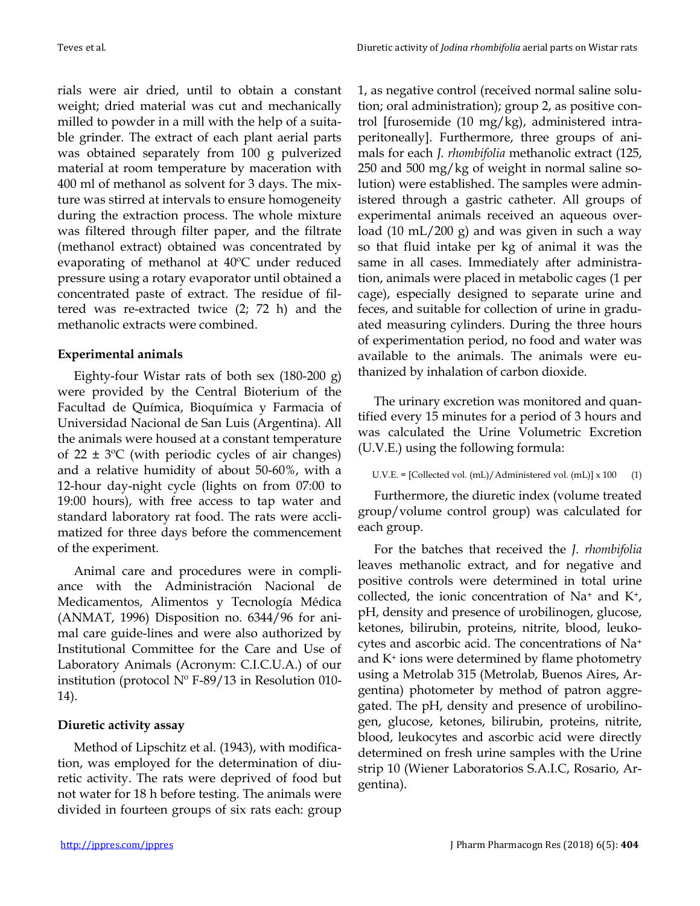rials were air dried, until to obtain a constant weight; dried material was cut and mechanically milled to powder in a mill with the help of a suitable grinder. The extract of each plant aerial parts was obtained separately from 100 g pulverized material at room temperature by maceration with 400 ml of methanol as solvent for 3 days. The mixture was stirred at intervals to ensure homogeneity during the extraction process. The whole mixture was filtered through filter paper, and the filtrate (methanol extract) obtained was concentrated by evaporating of methanol at 40ºC under reduced pressure using a rotary evaporator until obtained a concentrated paste of extract. The residue of filtered was re-extracted twice (2; 72 h) and the methanolic extracts were combined.

**Experimental animals**

Eighty-four Wistar rats of both sex (180-200 g) were provided by the Central Bioterium of the Facultad de Química, Bioquímica y Farmacia of Universidad Nacional de San Luis (Argentina). All the animals were housed at a constant temperature of 22 ± 3ºC (with periodic cycles of air changes) and a relative humidity of about 50-60%, with a 12-hour day-night cycle (lights on from 07:00 to 19:00 hours), with free access to tap water and standard laboratory rat food. The rats were acclimatized for three days before the commencement of the experiment.

Animal care and procedures were in compliance with the Administración Nacional de Medicamentos, Alimentos y Tecnología Médica (ANMAT, 1996) Disposition no. 6344/96 for animal care guide-lines and were also authorized by Institutional Committee for the Care and Use of Laboratory Animals (Acronym: C.I.C.U.A.) of our institution (protocol Nº F-89/13 in Resolution 010-14).

**Diuretic activity assay**

Method of Lipschitz et al. (1943), with modification, was employed for the determination of diuretic activity. The rats were deprived of food but not water for 18 h before testing. The animals were divided in fourteen groups of six rats each: group 1, as negative control (received normal saline solution; oral administration); group 2, as positive control [furosemide (10 mg/kg), administered intraperitoneally]. Furthermore, three groups of animals for each *J. rhombifolia* methanolic extract (125, 250 and 500 mg/kg of weight in normal saline solution) were established. The samples were administered through a gastric catheter. All groups of experimental animals received an aqueous overload (10 mL/200 g) and was given in such a way so that fluid intake per kg of animal it was the same in all cases. Immediately after administration, animals were placed in metabolic cages (1 per cage), especially designed to separate urine and feces, and suitable for collection of urine in graduated measuring cylinders. During the three hours of experimentation period, no food and water was available to the animals. The animals were euthanized by inhalation of carbon dioxide.

The urinary excretion was monitored and quantified every 15 minutes for a period of 3 hours and was calculated the Urine Volumetric Excretion (U.V.E.) using the following formula:

$$\text{U.V.E.} = [\text{Collected vol. (mL)}/\text{Administered vol. (mL)}] \times 100 \qquad (1)$$

Furthermore, the diuretic index (volume treated group/volume control group) was calculated for each group.

For the batches that received the *J. rhombifolia* leaves methanolic extract, and for negative and positive controls were determined in total urine collected, the ionic concentration of $Na^+$ and $K^+$, pH, density and presence of urobilinogen, glucose, ketones, bilirubin, proteins, nitrite, blood, leukocytes and ascorbic acid. The concentrations of $Na^+$ and $K^+$ ions were determined by flame photometry using a Metrolab 315 (Metrolab, Buenos Aires, Argentina) photometer by method of patron aggregated. The pH, density and presence of urobilinogen, glucose, ketones, bilirubin, proteins, nitrite, blood, leukocytes and ascorbic acid were directly determined on fresh urine samples with the Urine strip 10 (Wiener Laboratorios S.A.I.C, Rosario, Argentina).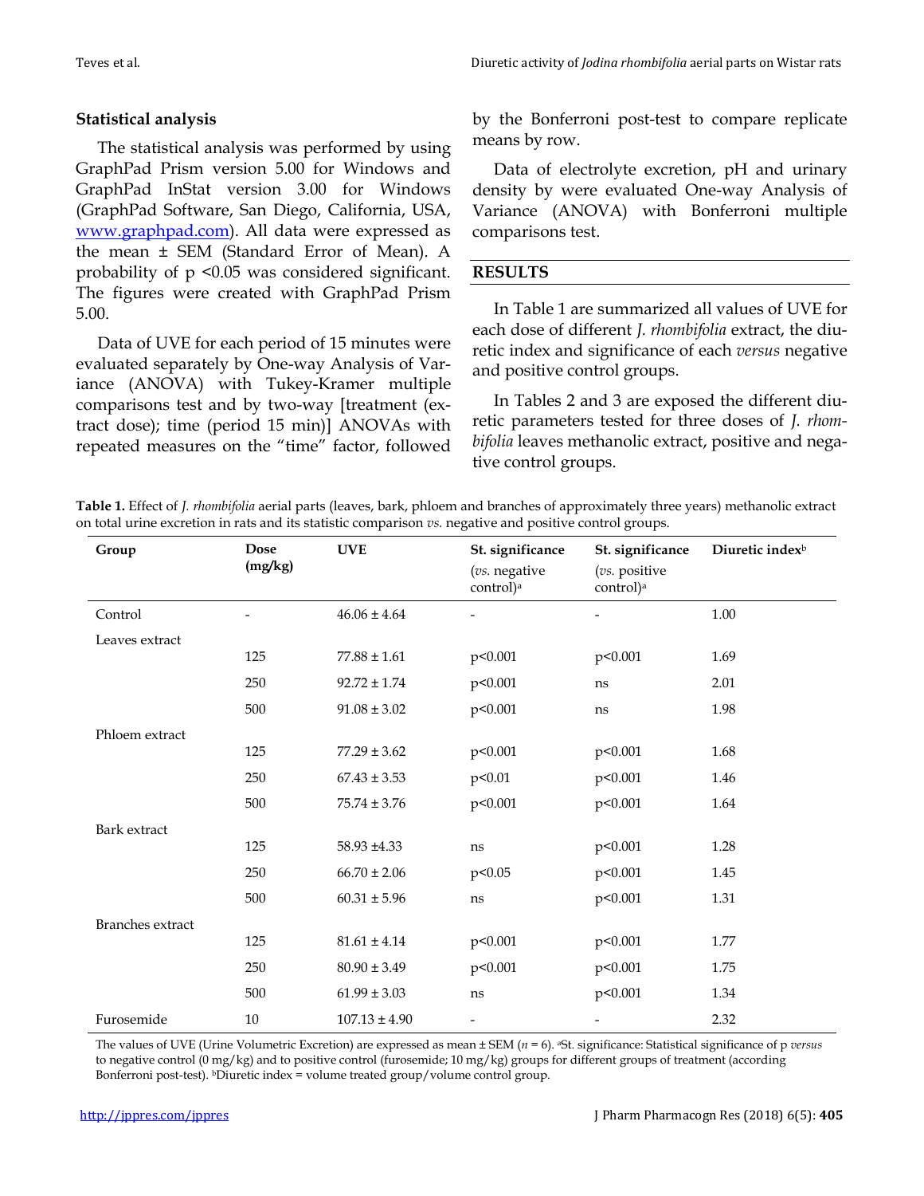### Statistical analysis

The statistical analysis was performed by using GraphPad Prism version 5.00 for Windows and GraphPad InStat version 3.00 for Windows (GraphPad Software, San Diego, California, USA, www.graphpad.com). All data were expressed as the mean ± SEM (Standard Error of Mean). A probability of $p < 0.05$ was considered significant. The figures were created with GraphPad Prism 5.00.

Data of UVE for each period of 15 minutes were evaluated separately by One-way Analysis of Variance (ANOVA) with Tukey-Kramer multiple comparisons test and by two-way [treatment (extract dose); time (period 15 min)] ANOVAs with repeated measures on the "time" factor, followed by the Bonferroni post-test to compare replicate means by row.

Data of electrolyte excretion, pH and urinary density by were evaluated One-way Analysis of Variance (ANOVA) with Bonferroni multiple comparisons test.

## RESULTS

In Table 1 are summarized all values of UVE for each dose of different *J. rhombifolia* extract, the diuretic index and significance of each *versus* negative and positive control groups.

In Tables 2 and 3 are exposed the different diuretic parameters tested for three doses of *J. rhombifolia* leaves methanolic extract, positive and negative control groups.

**Table 1.** Effect of *J. rhombifolia* aerial parts (leaves, bark, phloem and branches of approximately three years) methanolic extract on total urine excretion in rats and its statistic comparison *vs.* negative and positive control groups.

| Group | Dose (mg/kg) | UVE | St. significance (*vs.* negative control)[a] | St. significance (*vs.* positive control)[a] | Diuretic index[b] |
|---|---|---|---|---|---|
| Control | - | 46.06 ± 4.64 | - | - | 1.00 |
| Leaves extract | | | | | |
| | 125 | 77.88 ± 1.61 | p<0.001 | p<0.001 | 1.69 |
| | 250 | 92.72 ± 1.74 | p<0.001 | ns | 2.01 |
| | 500 | 91.08 ± 3.02 | p<0.001 | ns | 1.98 |
| Phloem extract | | | | | |
| | 125 | 77.29 ± 3.62 | p<0.001 | p<0.001 | 1.68 |
| | 250 | 67.43 ± 3.53 | p<0.01 | p<0.001 | 1.46 |
| | 500 | 75.74 ± 3.76 | p<0.001 | p<0.001 | 1.64 |
| Bark extract | | | | | |
| | 125 | 58.93 ±4.33 | ns | p<0.001 | 1.28 |
| | 250 | 66.70 ± 2.06 | p<0.05 | p<0.001 | 1.45 |
| | 500 | 60.31 ± 5.96 | ns | p<0.001 | 1.31 |
| Branches extract | | | | | |
| | 125 | 81.61 ± 4.14 | p<0.001 | p<0.001 | 1.77 |
| | 250 | 80.90 ± 3.49 | p<0.001 | p<0.001 | 1.75 |
| | 500 | 61.99 ± 3.03 | ns | p<0.001 | 1.34 |
| Furosemide | 10 | 107.13 ± 4.90 | - | - | 2.32 |

The values of UVE (Urine Volumetric Excretion) are expressed as mean ± SEM ($n$ = 6). [a]St. significance: Statistical significance of p *versus* to negative control (0 mg/kg) and to positive control (furosemide; 10 mg/kg) groups for different groups of treatment (according Bonferroni post-test). [b]Diuretic index = volume treated group/volume control group.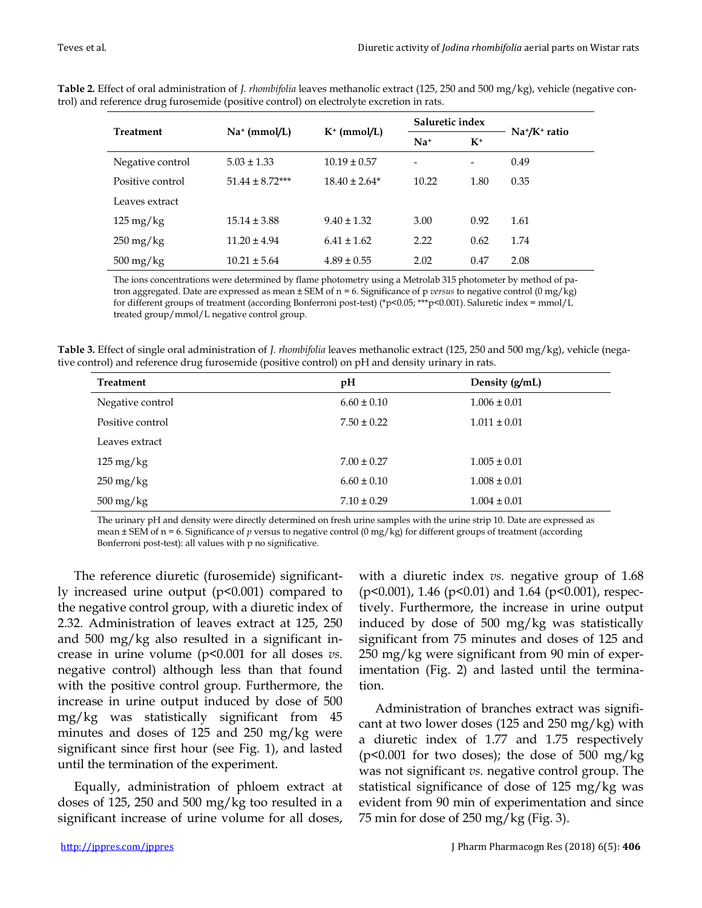**Table 2.** Effect of oral administration of *J. rhombifolia* leaves methanolic extract (125, 250 and 500 mg/kg), vehicle (negative control) and reference drug furosemide (positive control) on electrolyte excretion in rats.

| Treatment | $Na^+$ (mmol/L) | $K^+$ (mmol/L) | Saluretic index | | $Na^+/K^+$ ratio |
|---|---|---|---|---|---|
| | | | $Na^+$ | $K^+$ | |
| Negative control | 5.03 ± 1.33 | 10.19 ± 0.57 | - | - | 0.49 |
| Positive control | 51.44 ± 8.72*** | 18.40 ± 2.64* | 10.22 | 1.80 | 0.35 |
| Leaves extract | | | | | |
| 125 mg/kg | 15.14 ± 3.88 | 9.40 ± 1.32 | 3.00 | 0.92 | 1.61 |
| 250 mg/kg | 11.20 ± 4.94 | 6.41 ± 1.62 | 2.22 | 0.62 | 1.74 |
| 500 mg/kg | 10.21 ± 5.64 | 4.89 ± 0.55 | 2.02 | 0.47 | 2.08 |

The ions concentrations were determined by flame photometry using a Metrolab 315 photometer by method of patron aggregated. Date are expressed as mean ± SEM of n = 6. Significance of p *versus* to negative control (0 mg/kg) for different groups of treatment (according Bonferroni post-test) (*$p<0.05$; ***$p<0.001$). Saluretic index = mmol/L treated group/mmol/L negative control group.

**Table 3.** Effect of single oral administration of *J. rhombifolia* leaves methanolic extract (125, 250 and 500 mg/kg), vehicle (negative control) and reference drug furosemide (positive control) on pH and density urinary in rats.

| Treatment | pH | Density (g/mL) |
|---|---|---|
| Negative control | 6.60 ± 0.10 | 1.006 ± 0.01 |
| Positive control | 7.50 ± 0.22 | 1.011 ± 0.01 |
| Leaves extract | | |
| 125 mg/kg | 7.00 ± 0.27 | 1.005 ± 0.01 |
| 250 mg/kg | 6.60 ± 0.10 | 1.008 ± 0.01 |
| 500 mg/kg | 7.10 ± 0.29 | 1.004 ± 0.01 |

The urinary pH and density were directly determined on fresh urine samples with the urine strip 10. Date are expressed as mean ± SEM of n = 6. Significance of *p* versus to negative control (0 mg/kg) for different groups of treatment (according Bonferroni post-test): all values with p no significative.

The reference diuretic (furosemide) significantly increased urine output ($p<0.001$) compared to the negative control group, with a diuretic index of 2.32. Administration of leaves extract at 125, 250 and 500 mg/kg also resulted in a significant increase in urine volume ($p<0.001$ for all doses *vs.* negative control) although less than that found with the positive control group. Furthermore, the increase in urine output induced by dose of 500 mg/kg was statistically significant from 45 minutes and doses of 125 and 250 mg/kg were significant since first hour (see Fig. 1), and lasted until the termination of the experiment.

Equally, administration of phloem extract at doses of 125, 250 and 500 mg/kg too resulted in a significant increase of urine volume for all doses, with a diuretic index *vs.* negative group of 1.68 ($p<0.001$), 1.46 ($p<0.01$) and 1.64 ($p<0.001$), respectively. Furthermore, the increase in urine output induced by dose of 500 mg/kg was statistically significant from 75 minutes and doses of 125 and 250 mg/kg were significant from 90 min of experimentation (Fig. 2) and lasted until the termination.

Administration of branches extract was significant at two lower doses (125 and 250 mg/kg) with a diuretic index of 1.77 and 1.75 respectively ($p<0.001$ for two doses); the dose of 500 mg/kg was not significant *vs.* negative control group. The statistical significance of dose of 125 mg/kg was evident from 90 min of experimentation and since 75 min for dose of 250 mg/kg (Fig. 3).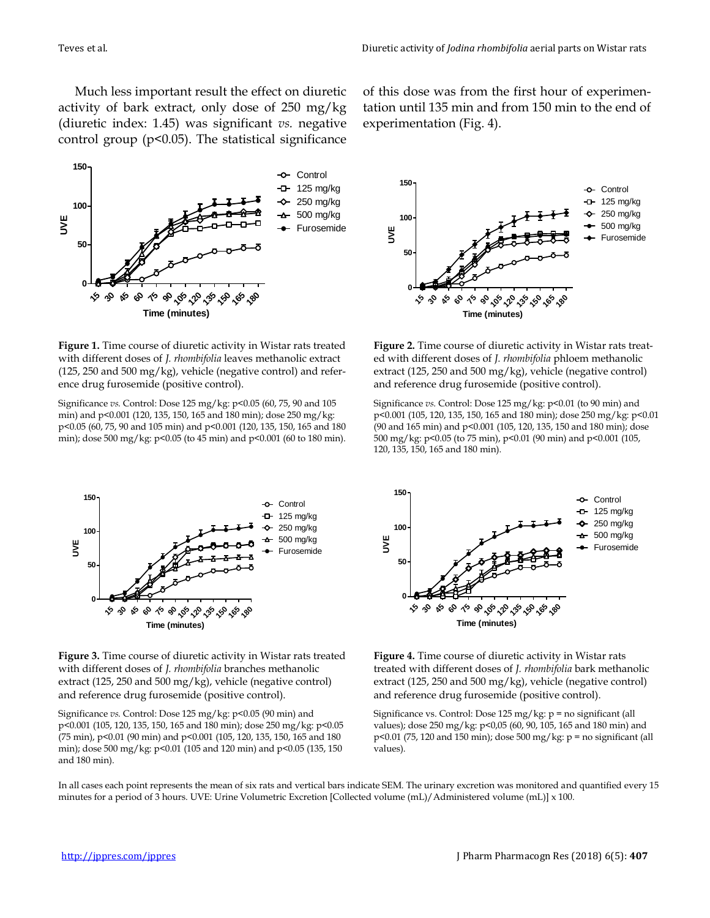Much less important result the effect on diuretic activity of bark extract, only dose of 250 mg/kg (diuretic index: 1.45) was significant *vs.* negative control group ($p<0.05$). The statistical significance of this dose was from the first hour of experimentation until 135 min and from 150 min to the end of experimentation (Fig. 4).

**Figure 1.** Time course of diuretic activity in Wistar rats treated with different doses of *J. rhombifolia* leaves methanolic extract (125, 250 and 500 mg/kg), vehicle (negative control) and reference drug furosemide (positive control).

Significance *vs.* Control: Dose 125 mg/kg: $p<0.05$ (60, 75, 90 and 105 min) and $p<0.001$ (120, 135, 150, 165 and 180 min); dose 250 mg/kg: $p<0.05$ (60, 75, 90 and 105 min) and $p<0.001$ (120, 135, 150, 165 and 180 min); dose 500 mg/kg: $p<0.05$ (to 45 min) and $p<0.001$ (60 to 180 min).

**Figure 2.** Time course of diuretic activity in Wistar rats treated with different doses of *J. rhombifolia* phloem methanolic extract (125, 250 and 500 mg/kg), vehicle (negative control) and reference drug furosemide (positive control).

Significance *vs.* Control: Dose 125 mg/kg: $p<0.01$ (to 90 min) and $p<0.001$ (105, 120, 135, 150, 165 and 180 min); dose 250 mg/kg: $p<0.01$ (90 and 165 min) and $p<0.001$ (105, 120, 135, 150 and 180 min); dose 500 mg/kg: $p<0.05$ (to 75 min), $p<0.01$ (90 min) and $p<0.001$ (105, 120, 135, 150, 165 and 180 min).

**Figure 3.** Time course of diuretic activity in Wistar rats treated with different doses of *J. rhombifolia* branches methanolic extract (125, 250 and 500 mg/kg), vehicle (negative control) and reference drug furosemide (positive control).

Significance *vs.* Control: Dose 125 mg/kg: $p<0.05$ (90 min) and $p<0.001$ (105, 120, 135, 150, 165 and 180 min); dose 250 mg/kg: $p<0.05$ (75 min), $p<0.01$ (90 min) and $p<0.001$ (105, 120, 135, 150, 165 and 180 min); dose 500 mg/kg: $p<0.01$ (105 and 120 min) and $p<0.05$ (135, 150 and 180 min).

**Figure 4.** Time course of diuretic activity in Wistar rats treated with different doses of *J. rhombifolia* bark methanolic extract (125, 250 and 500 mg/kg), vehicle (negative control) and reference drug furosemide (positive control).

Significance vs. Control: Dose 125 mg/kg: p = no significant (all values); dose 250 mg/kg: $p<0,05$ (60, 90, 105, 165 and 180 min) and $p<0.01$ (75, 120 and 150 min); dose 500 mg/kg: p = no significant (all values).

In all cases each point represents the mean of six rats and vertical bars indicate SEM. The urinary excretion was monitored and quantified every 15 minutes for a period of 3 hours. UVE: Urine Volumetric Excretion [Collected volume (mL)/Administered volume (mL)] x 100.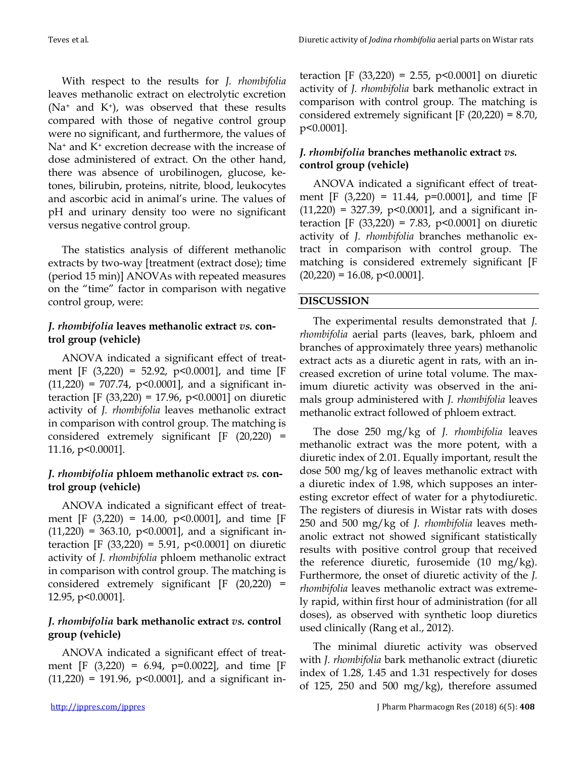With respect to the results for *J. rhombifolia* leaves methanolic extract on electrolytic excretion ($Na^+$ and $K^+$), was observed that these results compared with those of negative control group were no significant, and furthermore, the values of $Na^+$ and $K^+$ excretion decrease with the increase of dose administered of extract. On the other hand, there was absence of urobilinogen, glucose, ketones, bilirubin, proteins, nitrite, blood, leukocytes and ascorbic acid in animal's urine. The values of pH and urinary density too were no significant versus negative control group.

The statistics analysis of different methanolic extracts by two-way [treatment (extract dose); time (period 15 min)] ANOVAs with repeated measures on the "time" factor in comparison with negative control group, were:

### *J. rhombifolia* leaves methanolic extract *vs.* control group (vehicle)

ANOVA indicated a significant effect of treatment [$F_{(3,220)} = 52.92$, $p<0.0001$], and time [$F_{(11,220)} = 707.74$, $p<0.0001$], and a significant interaction [$F_{(33,220)} = 17.96$, $p<0.0001$] on diuretic activity of *J. rhombifolia* leaves methanolic extract in comparison with control group. The matching is considered extremely significant [$F_{(20,220)} = 11.16$, $p<0.0001$].

### *J. rhombifolia* phloem methanolic extract *vs.* control group (vehicle)

ANOVA indicated a significant effect of treatment [$F_{(3,220)} = 14.00$, $p<0.0001$], and time [$F_{(11,220)} = 363.10$, $p<0.0001$], and a significant interaction [$F_{(33,220)} = 5.91$, $p<0.0001$] on diuretic activity of *J. rhombifolia* phloem methanolic extract in comparison with control group. The matching is considered extremely significant [$F_{(20,220)} = 12.95$, $p<0.0001$].

### *J. rhombifolia* bark methanolic extract *vs.* control group (vehicle)

ANOVA indicated a significant effect of treatment [$F_{(3,220)} = 6.94$, $p=0.0022$], and time [$F_{(11,220)} = 191.96$, $p<0.0001$], and a significant interaction [$F_{(33,220)} = 2.55$, $p<0.0001$] on diuretic activity of *J. rhombifolia* bark methanolic extract in comparison with control group. The matching is considered extremely significant [$F_{(20,220)} = 8.70$, $p<0.0001$].

### *J. rhombifolia* branches methanolic extract *vs.* control group (vehicle)

ANOVA indicated a significant effect of treatment [$F_{(3,220)} = 11.44$, $p=0.0001$], and time [$F_{(11,220)} = 327.39$, $p<0.0001$], and a significant interaction [$F_{(33,220)} = 7.83$, $p<0.0001$] on diuretic activity of *J. rhombifolia* branches methanolic extract in comparison with control group. The matching is considered extremely significant [$F_{(20,220)} = 16.08$, $p<0.0001$].

## DISCUSSION

The experimental results demonstrated that *J. rhombifolia* aerial parts (leaves, bark, phloem and branches of approximately three years) methanolic extract acts as a diuretic agent in rats, with an increased excretion of urine total volume. The maximum diuretic activity was observed in the animals group administered with *J. rhombifolia* leaves methanolic extract followed of phloem extract.

The dose 250 mg/kg of *J. rhombifolia* leaves methanolic extract was the more potent, with a diuretic index of 2.01. Equally important, result the dose 500 mg/kg of leaves methanolic extract with a diuretic index of 1.98, which supposes an interesting excretor effect of water for a phytodiuretic. The registers of diuresis in Wistar rats with doses 250 and 500 mg/kg of *J. rhombifolia* leaves methanolic extract not showed significant statistically results with positive control group that received the reference diuretic, furosemide (10 mg/kg). Furthermore, the onset of diuretic activity of the *J. rhombifolia* leaves methanolic extract was extremely rapid, within first hour of administration (for all doses), as observed with synthetic loop diuretics used clinically (Rang et al., 2012).

The minimal diuretic activity was observed with *J. rhombifolia* bark methanolic extract (diuretic index of 1.28, 1.45 and 1.31 respectively for doses of 125, 250 and 500 mg/kg), therefore assumed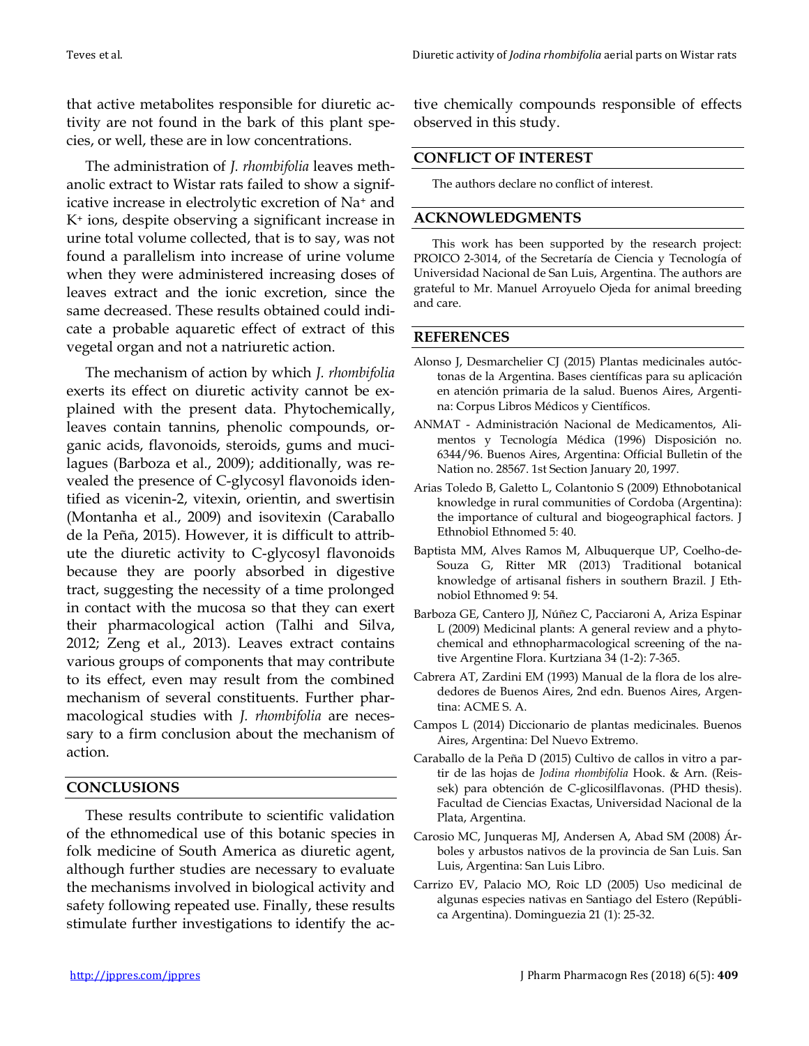that active metabolites responsible for diuretic activity are not found in the bark of this plant species, or well, these are in low concentrations.

The administration of *J. rhombifolia* leaves methanolic extract to Wistar rats failed to show a significative increase in electrolytic excretion of $Na^+$ and $K^+$ ions, despite observing a significant increase in urine total volume collected, that is to say, was not found a parallelism into increase of urine volume when they were administered increasing doses of leaves extract and the ionic excretion, since the same decreased. These results obtained could indicate a probable aquaretic effect of extract of this vegetal organ and not a natriuretic action.

The mechanism of action by which *J. rhombifolia* exerts its effect on diuretic activity cannot be explained with the present data. Phytochemically, leaves contain tannins, phenolic compounds, organic acids, flavonoids, steroids, gums and mucilagues (Barboza et al., 2009); additionally, was revealed the presence of C-glycosyl flavonoids identified as vicenin-2, vitexin, orientin, and swertisin (Montanha et al., 2009) and isovitexin (Caraballo de la Peña, 2015). However, it is difficult to attribute the diuretic activity to C-glycosyl flavonoids because they are poorly absorbed in digestive tract, suggesting the necessity of a time prolonged in contact with the mucosa so that they can exert their pharmacological action (Talhi and Silva, 2012; Zeng et al., 2013). Leaves extract contains various groups of components that may contribute to its effect, even may result from the combined mechanism of several constituents. Further pharmacological studies with *J. rhombifolia* are necessary to a firm conclusion about the mechanism of action.

## CONCLUSIONS

These results contribute to scientific validation of the ethnomedical use of this botanic species in folk medicine of South America as diuretic agent, although further studies are necessary to evaluate the mechanisms involved in biological activity and safety following repeated use. Finally, these results stimulate further investigations to identify the active chemically compounds responsible of effects observed in this study.

## CONFLICT OF INTEREST

The authors declare no conflict of interest.

## ACKNOWLEDGMENTS

This work has been supported by the research project: PROICO 2-3014, of the Secretaría de Ciencia y Tecnología of Universidad Nacional de San Luis, Argentina. The authors are grateful to Mr. Manuel Arroyuelo Ojeda for animal breeding and care.

## REFERENCES

Alonso J, Desmarchelier CJ (2015) Plantas medicinales autóctonas de la Argentina. Bases científicas para su aplicación en atención primaria de la salud. Buenos Aires, Argentina: Corpus Libros Médicos y Científicos.

ANMAT - Administración Nacional de Medicamentos, Alimentos y Tecnología Médica (1996) Disposición no. 6344/96. Buenos Aires, Argentina: Official Bulletin of the Nation no. 28567. 1st Section January 20, 1997.

Arias Toledo B, Galetto L, Colantonio S (2009) Ethnobotanical knowledge in rural communities of Cordoba (Argentina): the importance of cultural and biogeographical factors. J Ethnobiol Ethnomed 5: 40.

Baptista MM, Alves Ramos M, Albuquerque UP, Coelho-de-Souza G, Ritter MR (2013) Traditional botanical knowledge of artisanal fishers in southern Brazil. J Ethnobiol Ethnomed 9: 54.

Barboza GE, Cantero JJ, Núñez C, Pacciaroni A, Ariza Espinar L (2009) Medicinal plants: A general review and a phytochemical and ethnopharmacological screening of the native Argentine Flora. Kurtziana 34 (1-2): 7-365.

Cabrera AT, Zardini EM (1993) Manual de la flora de los alrededores de Buenos Aires, 2nd edn. Buenos Aires, Argentina: ACME S. A.

Campos L (2014) Diccionario de plantas medicinales. Buenos Aires, Argentina: Del Nuevo Extremo.

Caraballo de la Peña D (2015) Cultivo de callos in vitro a partir de las hojas de *Jodina rhombifolia* Hook. & Arn. (Reissek) para obtención de C-glicosilflavonas. (PHD thesis). Facultad de Ciencias Exactas, Universidad Nacional de la Plata, Argentina.

Carosio MC, Junqueras MJ, Andersen A, Abad SM (2008) Árboles y arbustos nativos de la provincia de San Luis. San Luis, Argentina: San Luis Libro.

Carrizo EV, Palacio MO, Roic LD (2005) Uso medicinal de algunas especies nativas en Santiago del Estero (República Argentina). Dominguezia 21 (1): 25-32.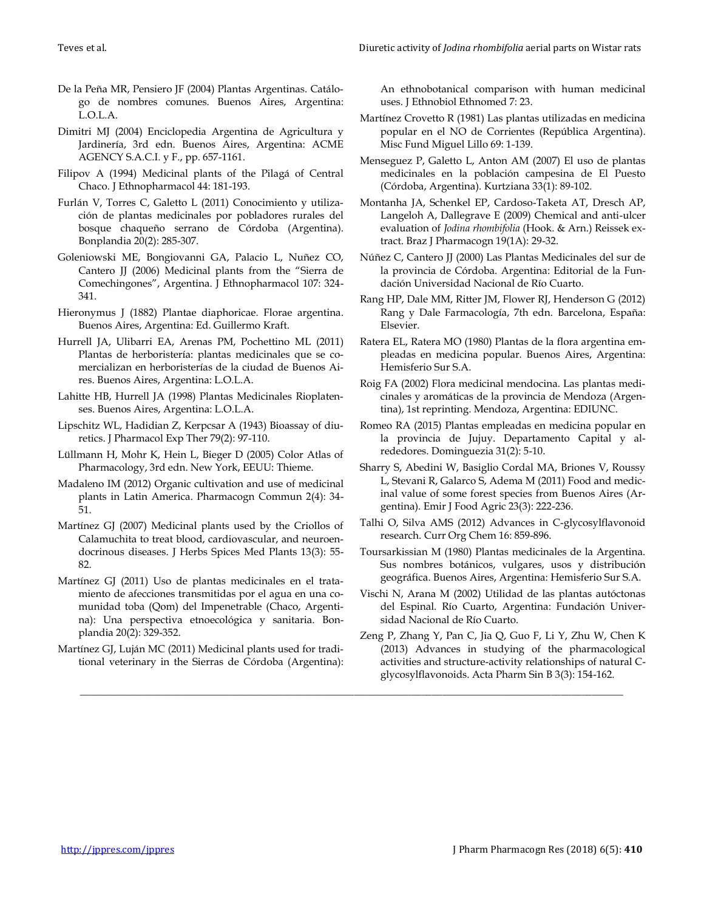De la Peña MR, Pensiero JF (2004) Plantas Argentinas. Catálogo de nombres comunes. Buenos Aires, Argentina: L.O.L.A.

Dimitri MJ (2004) Enciclopedia Argentina de Agricultura y Jardinería, 3rd edn. Buenos Aires, Argentina: ACME AGENCY S.A.C.I. y F., pp. 657-1161.

Filipov A (1994) Medicinal plants of the Pilagá of Central Chaco. J Ethnopharmacol 44: 181-193.

Furlán V, Torres C, Galetto L (2011) Conocimiento y utilización de plantas medicinales por pobladores rurales del bosque chaqueño serrano de Córdoba (Argentina). Bonplandia 20(2): 285-307.

Goleniowski ME, Bongiovanni GA, Palacio L, Nuñez CO, Cantero JJ (2006) Medicinal plants from the "Sierra de Comechingones", Argentina. J Ethnopharmacol 107: 324-341.

Hieronymus J (1882) Plantae diaphoricae. Florae argentina. Buenos Aires, Argentina: Ed. Guillermo Kraft.

Hurrell JA, Ulibarri EA, Arenas PM, Pochettino ML (2011) Plantas de herboristería: plantas medicinales que se comercializan en herboristerías de la ciudad de Buenos Aires. Buenos Aires, Argentina: L.O.L.A.

Lahitte HB, Hurrell JA (1998) Plantas Medicinales Rioplatenses. Buenos Aires, Argentina: L.O.L.A.

Lipschitz WL, Hadidian Z, Kerpcsar A (1943) Bioassay of diuretics. J Pharmacol Exp Ther 79(2): 97-110.

Lüllmann H, Mohr K, Hein L, Bieger D (2005) Color Atlas of Pharmacology, 3rd edn. New York, EEUU: Thieme.

Madaleno IM (2012) Organic cultivation and use of medicinal plants in Latin America. Pharmacogn Commun 2(4): 34-51.

Martínez GJ (2007) Medicinal plants used by the Criollos of Calamuchita to treat blood, cardiovascular, and neuroendocrinous diseases. J Herbs Spices Med Plants 13(3): 55-82.

Martínez GJ (2011) Uso de plantas medicinales en el tratamiento de afecciones transmitidas por el agua en una comunidad toba (Qom) del Impenetrable (Chaco, Argentina): Una perspectiva etnoecológica y sanitaria. Bonplandia 20(2): 329-352.

Martínez GJ, Luján MC (2011) Medicinal plants used for traditional veterinary in the Sierras de Córdoba (Argentina): An ethnobotanical comparison with human medicinal uses. J Ethnobiol Ethnomed 7: 23.

Martínez Crovetto R (1981) Las plantas utilizadas en medicina popular en el NO de Corrientes (República Argentina). Misc Fund Miguel Lillo 69: 1-139.

Menseguez P, Galetto L, Anton AM (2007) El uso de plantas medicinales en la población campesina de El Puesto (Córdoba, Argentina). Kurtziana 33(1): 89-102.

Montanha JA, Schenkel EP, Cardoso-Taketa AT, Dresch AP, Langeloh A, Dallegrave E (2009) Chemical and anti-ulcer evaluation of *Jodina rhombifolia* (Hook. & Arn.) Reissek extract. Braz J Pharmacogn 19(1A): 29-32.

Núñez C, Cantero JJ (2000) Las Plantas Medicinales del sur de la provincia de Córdoba. Argentina: Editorial de la Fundación Universidad Nacional de Río Cuarto.

Rang HP, Dale MM, Ritter JM, Flower RJ, Henderson G (2012) Rang y Dale Farmacología, 7th edn. Barcelona, España: Elsevier.

Ratera EL, Ratera MO (1980) Plantas de la flora argentina empleadas en medicina popular. Buenos Aires, Argentina: Hemisferio Sur S.A.

Roig FA (2002) Flora medicinal mendocina. Las plantas medicinales y aromáticas de la provincia de Mendoza (Argentina), 1st reprinting. Mendoza, Argentina: EDIUNC.

Romeo RA (2015) Plantas empleadas en medicina popular en la provincia de Jujuy. Departamento Capital y alrededores. Dominguezia 31(2): 5-10.

Sharry S, Abedini W, Basiglio Cordal MA, Briones V, Roussy L, Stevani R, Galarco S, Adema M (2011) Food and medicinal value of some forest species from Buenos Aires (Argentina). Emir J Food Agric 23(3): 222-236.

Talhi O, Silva AMS (2012) Advances in C-glycosylflavonoid research. Curr Org Chem 16: 859-896.

Toursarkissian M (1980) Plantas medicinales de la Argentina. Sus nombres botánicos, vulgares, usos y distribución geográfica. Buenos Aires, Argentina: Hemisferio Sur S.A.

Vischi N, Arana M (2002) Utilidad de las plantas autóctonas del Espinal. Río Cuarto, Argentina: Fundación Universidad Nacional de Río Cuarto.

Zeng P, Zhang Y, Pan C, Jia Q, Guo F, Li Y, Zhu W, Chen K (2013) Advances in studying of the pharmacological activities and structure-activity relationships of natural C-glycosylflavonoids. Acta Pharm Sin B 3(3): 154-162.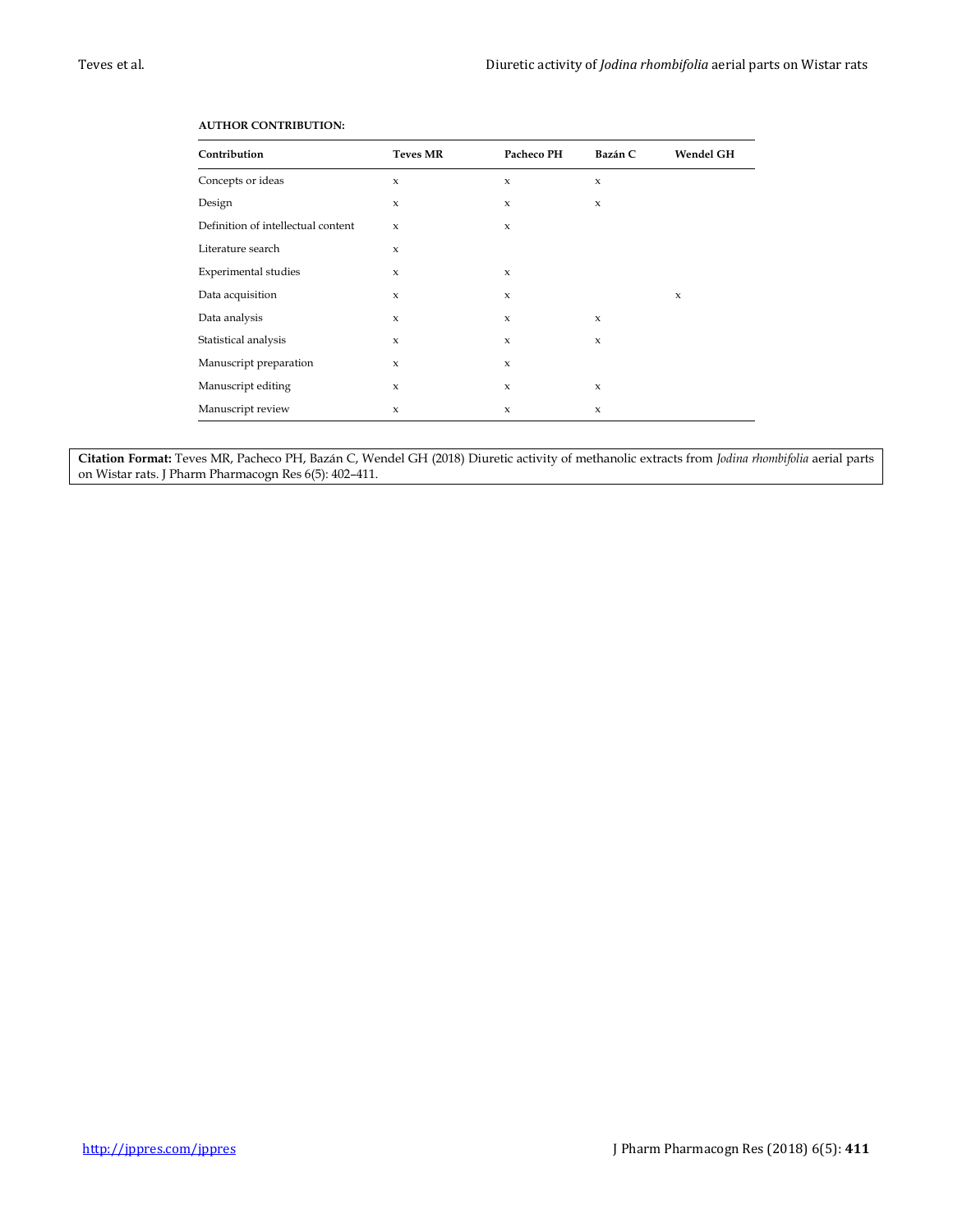**AUTHOR CONTRIBUTION:**

| Contribution | Teves MR | Pacheco PH | Bazán C | Wendel GH |
|---|---|---|---|---|
| Concepts or ideas | x | x | x | |
| Design | x | x | x | |
| Definition of intellectual content | x | x | | |
| Literature search | x | | | |
| Experimental studies | x | x | | |
| Data acquisition | x | x | | x |
| Data analysis | x | x | x | |
| Statistical analysis | x | x | x | |
| Manuscript preparation | x | x | | |
| Manuscript editing | x | x | x | |
| Manuscript review | x | x | x | |

**Citation Format:** Teves MR, Pacheco PH, Bazán C, Wendel GH (2018) Diuretic activity of methanolic extracts from *Jodina rhombifolia* aerial parts on Wistar rats. J Pharm Pharmacogn Res 6(5): 402–411.